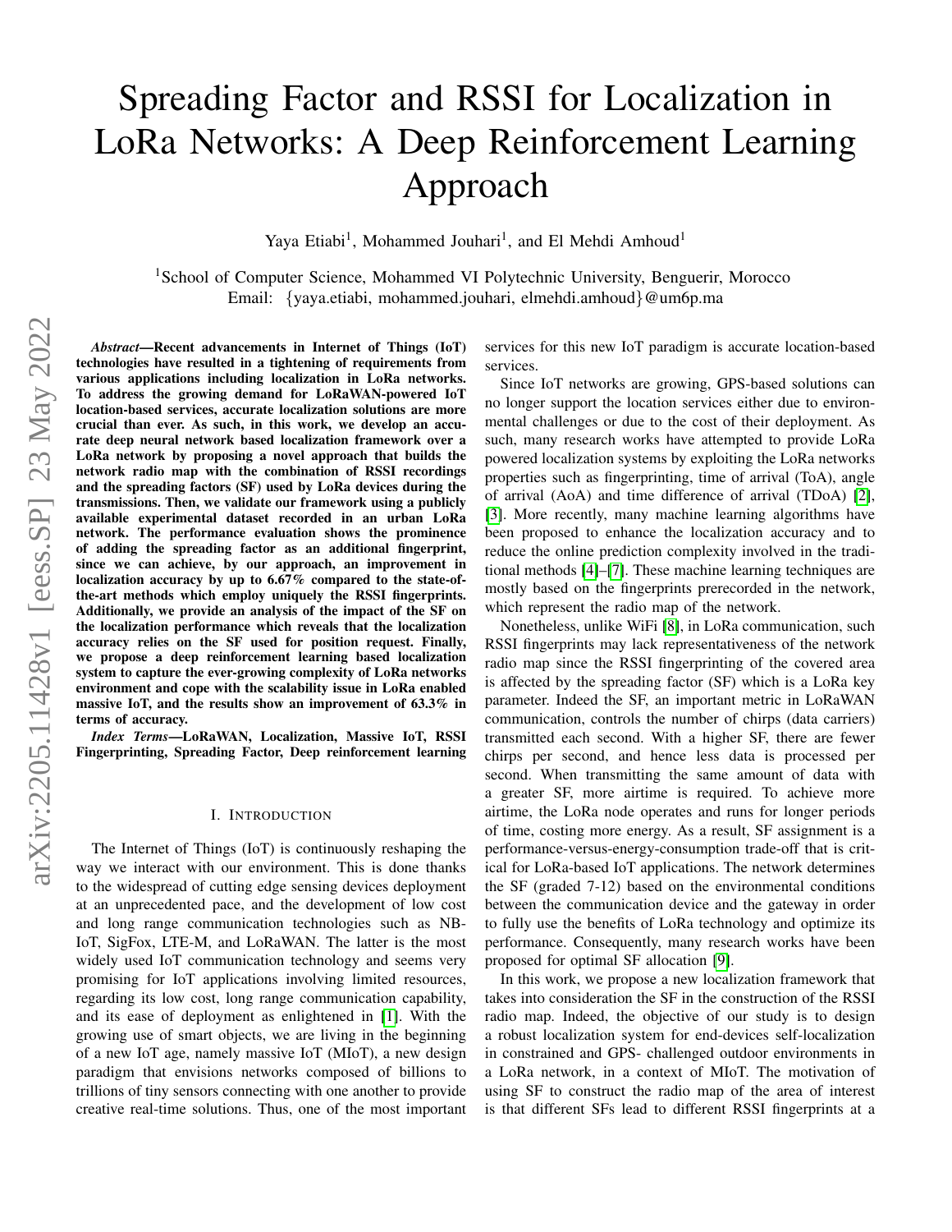# Spreading Factor and RSSI for Localization in LoRa Networks: A Deep Reinforcement Learning Approach

Yaya Etiabi[1], Mohammed Jouhari[1], and El Mehdi Amhoud[1]

[1]School of Computer Science, Mohammed VI Polytechnic University, Benguerir, Morocco
Email: {yaya.etiabi, mohammed.jouhari, elmehdi.amhoud}@um6p.ma

***Abstract*—Recent advancements in Internet of Things (IoT) technologies have resulted in a tightening of requirements from various applications including localization in LoRa networks. To address the growing demand for LoRaWAN-powered IoT location-based services, accurate localization solutions are more crucial than ever. As such, in this work, we develop an accurate deep neural network based localization framework over a LoRa network by proposing a novel approach that builds the network radio map with the combination of RSSI recordings and the spreading factors (SF) used by LoRa devices during the transmissions. Then, we validate our framework using a publicly available experimental dataset recorded in an urban LoRa network. The performance evaluation shows the prominence of adding the spreading factor as an additional fingerprint, since we can achieve, by our approach, an improvement in localization accuracy by up to 6.67% compared to the state-of-the-art methods which employ uniquely the RSSI fingerprints. Additionally, we provide an analysis of the impact of the SF on the localization performance which reveals that the localization accuracy relies on the SF used for position request. Finally, we propose a deep reinforcement learning based localization system to capture the ever-growing complexity of LoRa networks environment and cope with the scalability issue in LoRa enabled massive IoT, and the results show an improvement of 63.3% in terms of accuracy.**

***Index Terms*—LoRaWAN, Localization, Massive IoT, RSSI Fingerprinting, Spreading Factor, Deep reinforcement learning**

## I. Introduction

The Internet of Things (IoT) is continuously reshaping the way we interact with our environment. This is done thanks to the widespread of cutting edge sensing devices deployment at an unprecedented pace, and the development of low cost and long range communication technologies such as NB-IoT, SigFox, LTE-M, and LoRaWAN. The latter is the most widely used IoT communication technology and seems very promising for IoT applications involving limited resources, regarding its low cost, long range communication capability, and its ease of deployment as enlightened in [1]. With the growing use of smart objects, we are living in the beginning of a new IoT age, namely massive IoT (MIoT), a new design paradigm that envisions networks composed of billions to trillions of tiny sensors connecting with one another to provide creative real-time solutions. Thus, one of the most important services for this new IoT paradigm is accurate location-based services.

Since IoT networks are growing, GPS-based solutions can no longer support the location services either due to environmental challenges or due to the cost of their deployment. As such, many research works have attempted to provide LoRa powered localization systems by exploiting the LoRa networks properties such as fingerprinting, time of arrival (ToA), angle of arrival (AoA) and time difference of arrival (TDoA) [2], [3]. More recently, many machine learning algorithms have been proposed to enhance the localization accuracy and to reduce the online prediction complexity involved in the traditional methods [4]–[7]. These machine learning techniques are mostly based on the fingerprints prerecorded in the network, which represent the radio map of the network.

Nonetheless, unlike WiFi [8], in LoRa communication, such RSSI fingerprints may lack representativeness of the network radio map since the RSSI fingerprinting of the covered area is affected by the spreading factor (SF) which is a LoRa key parameter. Indeed the SF, an important metric in LoRaWAN communication, controls the number of chirps (data carriers) transmitted each second. With a higher SF, there are fewer chirps per second, and hence less data is processed per second. When transmitting the same amount of data with a greater SF, more airtime is required. To achieve more airtime, the LoRa node operates and runs for longer periods of time, costing more energy. As a result, SF assignment is a performance-versus-energy-consumption trade-off that is critical for LoRa-based IoT applications. The network determines the SF (graded 7-12) based on the environmental conditions between the communication device and the gateway in order to fully use the benefits of LoRa technology and optimize its performance. Consequently, many research works have been proposed for optimal SF allocation [9].

In this work, we propose a new localization framework that takes into consideration the SF in the construction of the RSSI radio map. Indeed, the objective of our study is to design a robust localization system for end-devices self-localization in constrained and GPS- challenged outdoor environments in a LoRa network, in a context of MIoT. The motivation of using SF to construct the radio map of the area of interest is that different SFs lead to different RSSI fingerprints at a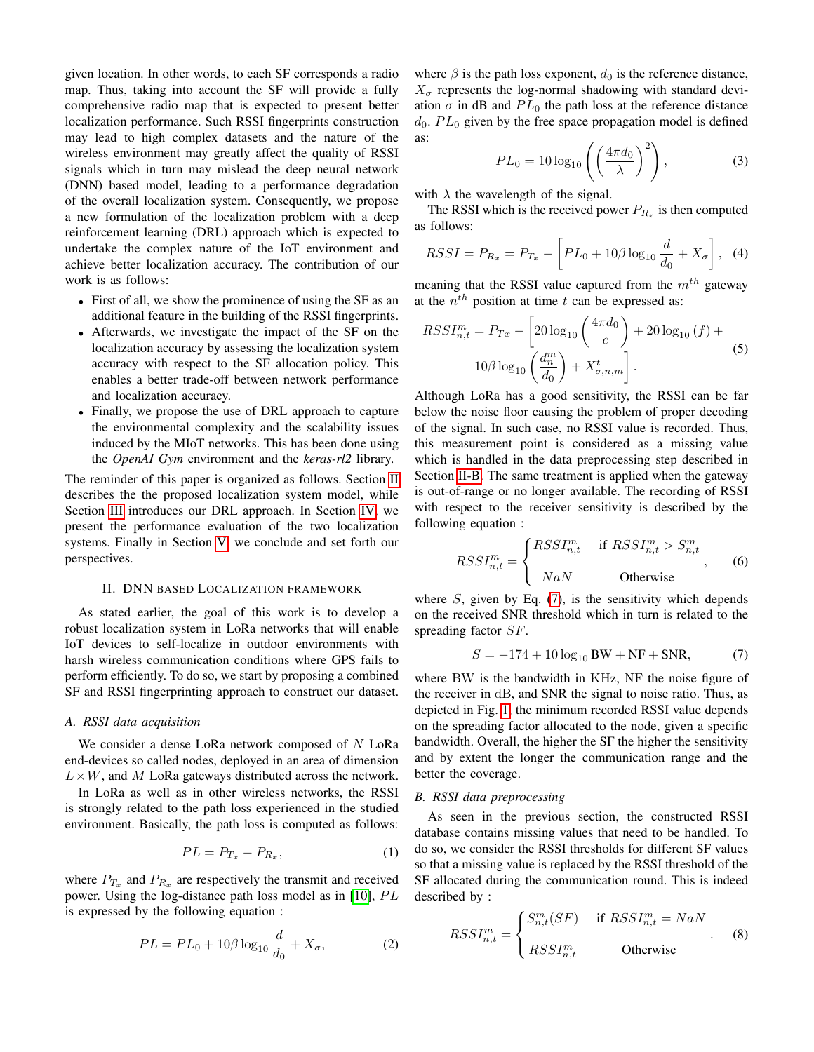given location. In other words, to each SF corresponds a radio map. Thus, taking into account the SF will provide a fully comprehensive radio map that is expected to present better localization performance. Such RSSI fingerprints construction may lead to high complex datasets and the nature of the wireless environment may greatly affect the quality of RSSI signals which in turn may mislead the deep neural network (DNN) based model, leading to a performance degradation of the overall localization system. Consequently, we propose a new formulation of the localization problem with a deep reinforcement learning (DRL) approach which is expected to undertake the complex nature of the IoT environment and achieve better localization accuracy. The contribution of our work is as follows:

- First of all, we show the prominence of using the SF as an additional feature in the building of the RSSI fingerprints.
- Afterwards, we investigate the impact of the SF on the localization accuracy by assessing the localization system accuracy with respect to the SF allocation policy. This enables a better trade-off between network performance and localization accuracy.
- Finally, we propose the use of DRL approach to capture the environmental complexity and the scalability issues induced by the MIoT networks. This has been done using the *OpenAI Gym* environment and the *keras-rl2* library.

The reminder of this paper is organized as follows. Section II describes the the proposed localization system model, while Section III introduces our DRL approach. In Section IV, we present the performance evaluation of the two localization systems. Finally in Section V, we conclude and set forth our perspectives.

## II. DNN based Localization Framework

As stated earlier, the goal of this work is to develop a robust localization system in LoRa networks that will enable IoT devices to self-localize in outdoor environments with harsh wireless communication conditions where GPS fails to perform efficiently. To do so, we start by proposing a combined SF and RSSI fingerprinting approach to construct our dataset.

### A. RSSI data acquisition

We consider a dense LoRa network composed of $N$ LoRa end-devices so called nodes, deployed in an area of dimension $L \times W$, and $M$ LoRa gateways distributed across the network.

In LoRa as well as in other wireless networks, the RSSI is strongly related to the path loss experienced in the studied environment. Basically, the path loss is computed as follows:

$$PL = P_{T_x} - P_{R_x}, \tag{1}$$

where $P_{T_x}$ and $P_{R_x}$ are respectively the transmit and received power. Using the log-distance path loss model as in [10], $PL$ is expressed by the following equation :

$$PL = PL_0 + 10\beta \log_{10} \frac{d}{d_0} + X_\sigma, \tag{2}$$

where $\beta$ is the path loss exponent, $d_0$ is the reference distance, $X_\sigma$ represents the log-normal shadowing with standard deviation $\sigma$ in dB and $PL_0$ the path loss at the reference distance $d_0$. $PL_0$ given by the free space propagation model is defined as:

$$PL_0 = 10 \log_{10} \left( \left( \frac{4\pi d_0}{\lambda} \right)^2 \right), \tag{3}$$

with $\lambda$ the wavelength of the signal.

The RSSI which is the received power $P_{R_x}$ is then computed as follows:

$$RSSI = P_{R_x} = P_{T_x} - \left[ PL_0 + 10\beta \log_{10} \frac{d}{d_0} + X_\sigma \right], \tag{4}$$

meaning that the RSSI value captured from the $m^{th}$ gateway at the $n^{th}$ position at time $t$ can be expressed as:

$$RSSI^m_{n,t} = P_{Tx} - \left[ 20 \log_{10} \left( \frac{4\pi d_0}{c} \right) + 20 \log_{10} (f) + 10\beta \log_{10} \left( \frac{d^m_n}{d_0} \right) + X^t_{\sigma,n,m} \right]. \tag{5}$$

Although LoRa has a good sensitivity, the RSSI can be far below the noise floor causing the problem of proper decoding of the signal. In such case, no RSSI value is recorded. Thus, this measurement point is considered as a missing value which is handled in the data preprocessing step described in Section II-B. The same treatment is applied when the gateway is out-of-range or no longer available. The recording of RSSI with respect to the receiver sensitivity is described by the following equation :

$$RSSI^m_{n,t} = \begin{cases} RSSI^m_{n,t} & \text{if } RSSI^m_{n,t} > S^m_{n,t} \\ NaN & \text{Otherwise} \end{cases}, \tag{6}$$

where $S$, given by Eq. (7), is the sensitivity which depends on the received SNR threshold which in turn is related to the spreading factor $SF$.

$$S = -174 + 10 \log_{10} \text{BW} + \text{NF} + \text{SNR}, \tag{7}$$

where BW is the bandwidth in KHz, NF the noise figure of the receiver in dB, and SNR the signal to noise ratio. Thus, as depicted in Fig. 1, the minimum recorded RSSI value depends on the spreading factor allocated to the node, given a specific bandwidth. Overall, the higher the SF the higher the sensitivity and by extent the longer the communication range and the better the coverage.

### B. RSSI data preprocessing

As seen in the previous section, the constructed RSSI database contains missing values that need to be handled. To do so, we consider the RSSI thresholds for different SF values so that a missing value is replaced by the RSSI threshold of the SF allocated during the communication round. This is indeed described by :

$$RSSI^m_{n,t} = \begin{cases} S^m_{n,t}(SF) & \text{if } RSSI^m_{n,t} = NaN \\ RSSI^m_{n,t} & \text{Otherwise} \end{cases}. \tag{8}$$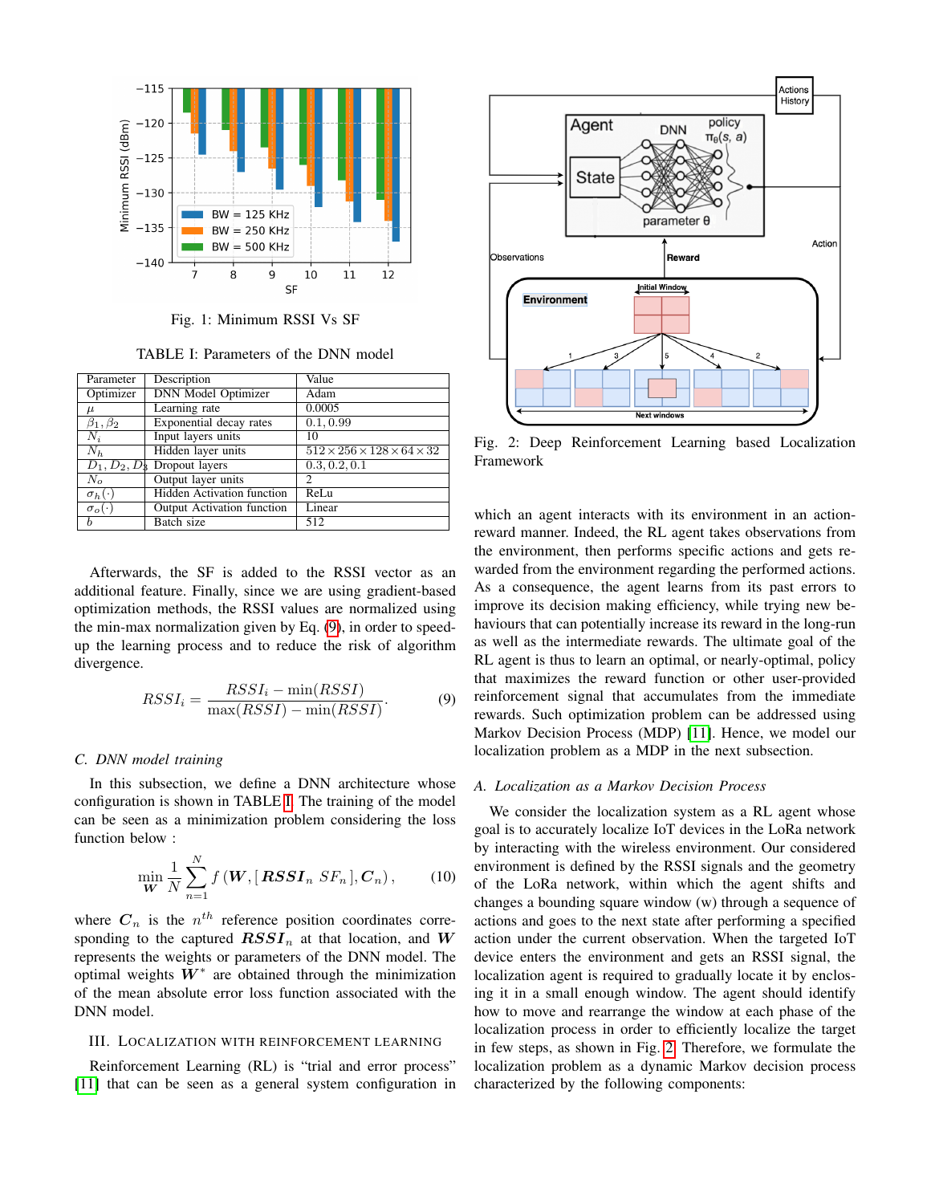Fig. 1: Minimum RSSI Vs SF

TABLE I: Parameters of the DNN model

| Parameter | Description | Value |
|---|---|---|
| Optimizer | DNN Model Optimizer | Adam |
| $\mu$ | Learning rate | 0.0005 |
| $\beta_1, \beta_2$ | Exponential decay rates | 0.1, 0.99 |
| $N_i$ | Input layers units | 10 |
| $N_h$ | Hidden layer units | $512 \times 256 \times 128 \times 64 \times 32$ |
| $D_1, D_2, D_3$ | Dropout layers | 0.3, 0.2, 0.1 |
| $N_o$ | Output layer units | 2 |
| $\sigma_h(\cdot)$ | Hidden Activation function | ReLu |
| $\sigma_o(\cdot)$ | Output Activation function | Linear |
| $b$ | Batch size | 512 |

Afterwards, the SF is added to the RSSI vector as an additional feature. Finally, since we are using gradient-based optimization methods, the RSSI values are normalized using the min-max normalization given by Eq. (9), in order to speed-up the learning process and to reduce the risk of algorithm divergence.

$$RSSI_i = \frac{RSSI_i - \min(RSSI)}{\max(RSSI) - \min(RSSI)}. \tag{9}$$

### C. DNN model training

In this subsection, we define a DNN architecture whose configuration is shown in TABLE I. The training of the model can be seen as a minimization problem considering the loss function below :

$$\min_{\boldsymbol{W}} \frac{1}{N} \sum_{n=1}^{N} f\left(\boldsymbol{W}, [\boldsymbol{RSSI}_n\ SF_n], \boldsymbol{C}_n\right), \tag{10}$$

where $\boldsymbol{C}_n$ is the $n^{th}$ reference position coordinates corresponding to the captured $\boldsymbol{RSSI}_n$ at that location, and $\boldsymbol{W}$ represents the weights or parameters of the DNN model. The optimal weights $\boldsymbol{W}^*$ are obtained through the minimization of the mean absolute error loss function associated with the DNN model.

## III. Localization with Reinforcement Learning

Reinforcement Learning (RL) is "trial and error process" [11] that can be seen as a general system configuration in which an agent interacts with its environment in an action-reward manner. Indeed, the RL agent takes observations from the environment, then performs specific actions and gets rewarded from the environment regarding the performed actions. As a consequence, the agent learns from its past errors to improve its decision making efficiency, while trying new behaviours that can potentially increase its reward in the long-run as well as the intermediate rewards. The ultimate goal of the RL agent is thus to learn an optimal, or nearly-optimal, policy that maximizes the reward function or other user-provided reinforcement signal that accumulates from the immediate rewards. Such optimization problem can be addressed using Markov Decision Process (MDP) [11]. Hence, we model our localization problem as a MDP in the next subsection.

Fig. 2: Deep Reinforcement Learning based Localization Framework

### A. Localization as a Markov Decision Process

We consider the localization system as a RL agent whose goal is to accurately localize IoT devices in the LoRa network by interacting with the wireless environment. Our considered environment is defined by the RSSI signals and the geometry of the LoRa network, within which the agent shifts and changes a bounding square window (w) through a sequence of actions and goes to the next state after performing a specified action under the current observation. When the targeted IoT device enters the environment and gets an RSSI signal, the localization agent is required to gradually locate it by enclosing it in a small enough window. The agent should identify how to move and rearrange the window at each phase of the localization process in order to efficiently localize the target in few steps, as shown in Fig. 2. Therefore, we formulate the localization problem as a dynamic Markov decision process characterized by the following components: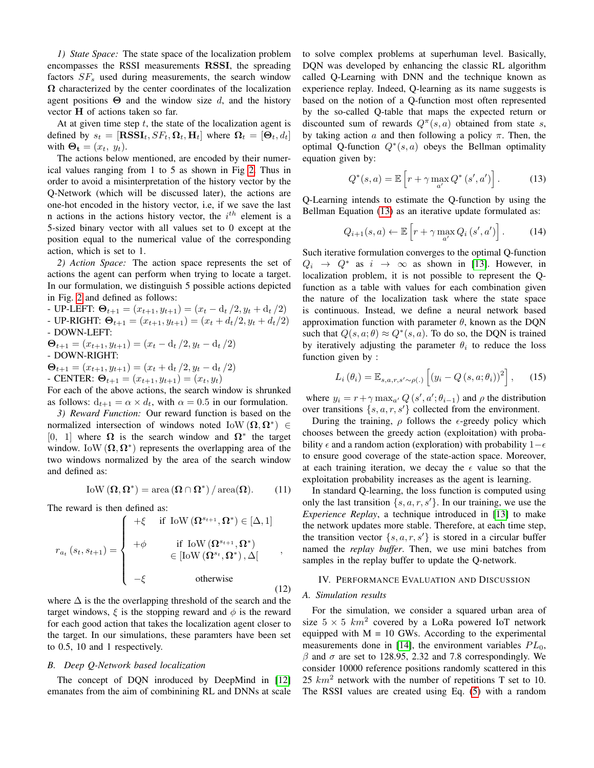*1) State Space:* The state space of the localization problem encompasses the RSSI measurements $\mathbf{RSSI}$, the spreading factors $SF_s$ used during measurements, the search window $\mathbf{\Omega}$ characterized by the center coordinates of the localization agent positions $\mathbf{\Theta}$ and the window size $d$, and the history vector $\mathbf{H}$ of actions taken so far.

At at given time step $t$, the state of the localization agent is defined by $s_t = [\mathbf{RSSI}_t, SF_t, \mathbf{\Omega}_t, \mathbf{H}_t]$ where $\mathbf{\Omega}_t = [\mathbf{\Theta}_t, d_t]$ with $\mathbf{\Theta_t} = (x_t,\ y_t)$.

The actions below mentioned, are encoded by their numerical values ranging from 1 to 5 as shown in Fig 2. Thus in order to avoid a misinterpretation of the history vector by the Q-Network (which will be discussed later), the actions are one-hot encoded in the history vector, i.e, if we save the last n actions in the actions history vector, the $i^{th}$ element is a 5-sized binary vector with all values set to 0 except at the position equal to the numerical value of the corresponding action, which is set to 1.

*2) Action Space:* The action space represents the set of actions the agent can perform when trying to locate a target. In our formulation, we distinguish 5 possible actions depicted in Fig. 2 and defined as follows:

- UP-LEFT: $\mathbf{\Theta}_{t+1} = (x_{t+1}, y_{t+1}) = (x_t - \mathrm{d}_t/2, y_t + \mathrm{d}_t/2)$
- UP-RIGHT: $\mathbf{\Theta}_{t+1} = (x_{t+1}, y_{t+1}) = (x_t + d_t/2, y_t + d_t/2)$
- DOWN-LEFT: $\mathbf{\Theta}_{t+1} = (x_{t+1}, y_{t+1}) = (x_t - \mathrm{d}_t/2, y_t - \mathrm{d}_t/2)$
- DOWN-RIGHT: $\mathbf{\Theta}_{t+1} = (x_{t+1}, y_{t+1}) = (x_t + \mathrm{d}_t/2, y_t - \mathrm{d}_t/2)$
- CENTER: $\mathbf{\Theta}_{t+1} = (x_{t+1}, y_{t+1}) = (x_t, y_t)$

For each of the above actions, the search window is shrunked as follows: $\mathrm{d}_{t+1} = \alpha \times \mathrm{d}_t$, with $\alpha = 0.5$ in our formulation.

*3) Reward Function:* Our reward function is based on the normalized intersection of windows noted $\mathrm{IoW}(\mathbf{\Omega}, \mathbf{\Omega}^*) \in [0,\ 1]$ where $\mathbf{\Omega}$ is the search window and $\mathbf{\Omega}^*$ the target window. $\mathrm{IoW}(\mathbf{\Omega}, \mathbf{\Omega}^*)$ represents the overlapping area of the two windows normalized by the area of the search window and defined as:

$$\mathrm{IoW}(\mathbf{\Omega}, \mathbf{\Omega}^*) = \mathrm{area}(\mathbf{\Omega} \cap \mathbf{\Omega}^*) / \mathrm{area}(\mathbf{\Omega}). \tag{11}$$

The reward is then defined as:

$$r_{a_t}(s_t, s_{t+1}) = \begin{cases} +\xi & \text{if } \mathrm{IoW}(\mathbf{\Omega}^{s_{t+1}}, \mathbf{\Omega}^*) \in [\Delta, 1] \\ +\phi & \begin{array}{c}\text{if } \mathrm{IoW}(\mathbf{\Omega}^{s_{t+1}}, \mathbf{\Omega}^*) \\ \in [\mathrm{IoW}(\mathbf{\Omega}^{s_t}, \mathbf{\Omega}^*), \Delta[\end{array} \\ -\xi & \text{otherwise} \end{cases}, \tag{12}$$

where $\Delta$ is the the overlapping threshold of the search and the target windows, $\xi$ is the stopping reward and $\phi$ is the reward for each good action that takes the localization agent closer to the target. In our simulations, these paramters have been set to 0.5, 10 and 1 respectively.

### B. Deep Q-Network based localization

The concept of DQN inroduced by DeepMind in [12] emanates from the aim of combinining RL and DNNs at scale to solve complex problems at superhuman level. Basically, DQN was developed by enhancing the classic RL algorithm called Q-Learning with DNN and the technique known as experience replay. Indeed, Q-learning as its name suggests is based on the notion of a Q-function most often represented by the so-called Q-table that maps the expected return or discounted sum of rewards $Q^{\pi}(s, a)$ obtained from state $s$, by taking action $a$ and then following a policy $\pi$. Then, the optimal Q-function $Q^*(s, a)$ obeys the Bellman optimality equation given by:

$$Q^*(s, a) = \mathbb{E}\left[r + \gamma \max_{a'} Q^*(s', a')\right]. \tag{13}$$

Q-Learning intends to estimate the Q-function by using the Bellman Equation (13) as an iterative update formulated as:

$$Q_{i+1}(s, a) \leftarrow \mathbb{E}\left[r + \gamma \max_{a'} Q_i(s', a')\right]. \tag{14}$$

Such iterative formulation converges to the optimal Q-function $Q_i \rightarrow Q^*$ as $i \rightarrow \infty$ as shown in [13]. However, in localization problem, it is not possible to represent the Q-function as a table with values for each combination given the nature of the localization task where the state space is continuous. Instead, we define a neural network based approximation function with parameter $\theta$, known as the DQN such that $Q(s, a; \theta) \approx Q^*(s, a)$. To do so, the DQN is trained by iteratively adjusting the parameter $\theta_i$ to reduce the loss function given by :

$$L_i(\theta_i) = \mathbb{E}_{s,a,r,s' \sim \rho(.)}\left[(y_i - Q(s, a; \theta_i))^2\right], \tag{15}$$

where $y_i = r + \gamma \max_{a'} Q(s', a'; \theta_{i-1})$ and $\rho$ the distribution over transitions $\{s, a, r, s'\}$ collected from the environment.

During the training, $\rho$ follows the $\epsilon$-greedy policy which chooses between the greedy action (exploitation) with probability $\epsilon$ and a random action (exploration) with probability $1-\epsilon$ to ensure good coverage of the state-action space. Moreover, at each training iteration, we decay the $\epsilon$ value so that the exploitation probability increases as the agent is learning.

In standard Q-learning, the loss function is computed using only the last transition $\{s, a, r, s'\}$. In our training, we use the *Experience Replay*, a technique introduced in [13] to make the network updates more stable. Therefore, at each time step, the transition vector $\{s, a, r, s'\}$ is stored in a circular buffer named the *replay buffer*. Then, we use mini batches from samples in the replay buffer to update the Q-network.

## IV. Performance Evaluation and Discussion

### A. Simulation results

For the simulation, we consider a squared urban area of size $5 \times 5$ $km^2$ covered by a LoRa powered IoT network equipped with M = 10 GWs. According to the experimental measurements done in [14], the environment variables $PL_0$, $\beta$ and $\sigma$ are set to 128.95, 2.32 and 7.8 correspondingly. We consider 10000 reference positions randomly scattered in this 25 $km^2$ network with the number of repetitions T set to 10. The RSSI values are created using Eq. (5) with a random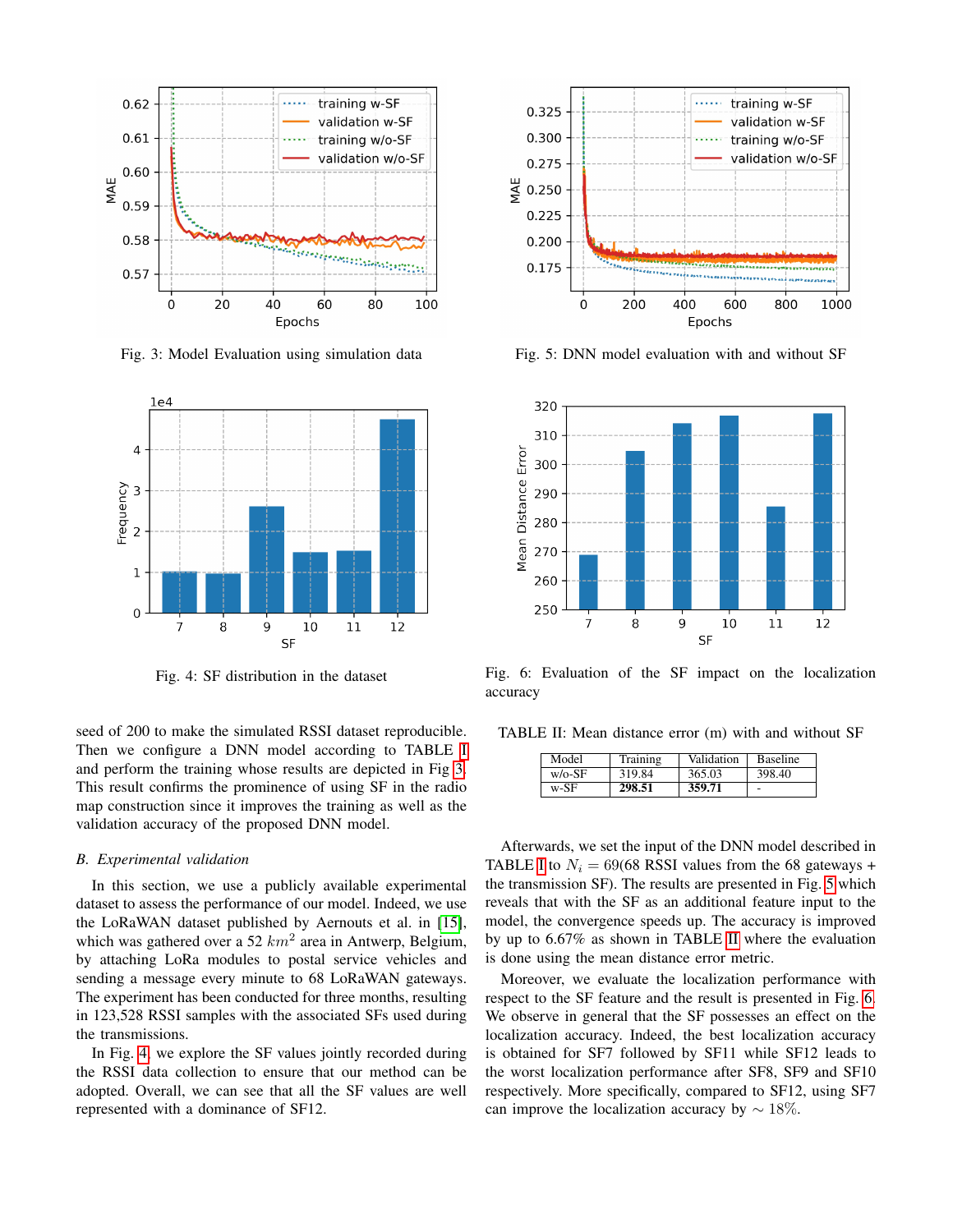Fig. 3: Model Evaluation using simulation data

Fig. 5: DNN model evaluation with and without SF

Fig. 4: SF distribution in the dataset

Fig. 6: Evaluation of the SF impact on the localization accuracy

seed of 200 to make the simulated RSSI dataset reproducible. Then we configure a DNN model according to TABLE I and perform the training whose results are depicted in Fig 3. This result confirms the prominence of using SF in the radio map construction since it improves the training as well as the validation accuracy of the proposed DNN model.

### B. Experimental validation

In this section, we use a publicly available experimental dataset to assess the performance of our model. Indeed, we use the LoRaWAN dataset published by Aernouts et al. in [15], which was gathered over a 52 $km^2$ area in Antwerp, Belgium, by attaching LoRa modules to postal service vehicles and sending a message every minute to 68 LoRaWAN gateways. The experiment has been conducted for three months, resulting in 123,528 RSSI samples with the associated SFs used during the transmissions.

In Fig. 4, we explore the SF values jointly recorded during the RSSI data collection to ensure that our method can be adopted. Overall, we can see that all the SF values are well represented with a dominance of SF12.

TABLE II: Mean distance error (m) with and without SF

| Model | Training | Validation | Baseline |
|---|---|---|---|
| w/o-SF | 319.84 | 365.03 | 398.40 |
| w-SF | **298.51** | **359.71** | - |

Afterwards, we set the input of the DNN model described in TABLE I to $N_i = 69$(68 RSSI values from the 68 gateways + the transmission SF). The results are presented in Fig. 5 which reveals that with the SF as an additional feature input to the model, the convergence speeds up. The accuracy is improved by up to 6.67% as shown in TABLE II where the evaluation is done using the mean distance error metric.

Moreover, we evaluate the localization performance with respect to the SF feature and the result is presented in Fig. 6. We observe in general that the SF possesses an effect on the localization accuracy. Indeed, the best localization accuracy is obtained for SF7 followed by SF11 while SF12 leads to the worst localization performance after SF8, SF9 and SF10 respectively. More specifically, compared to SF12, using SF7 can improve the localization accuracy by $\sim 18\%$.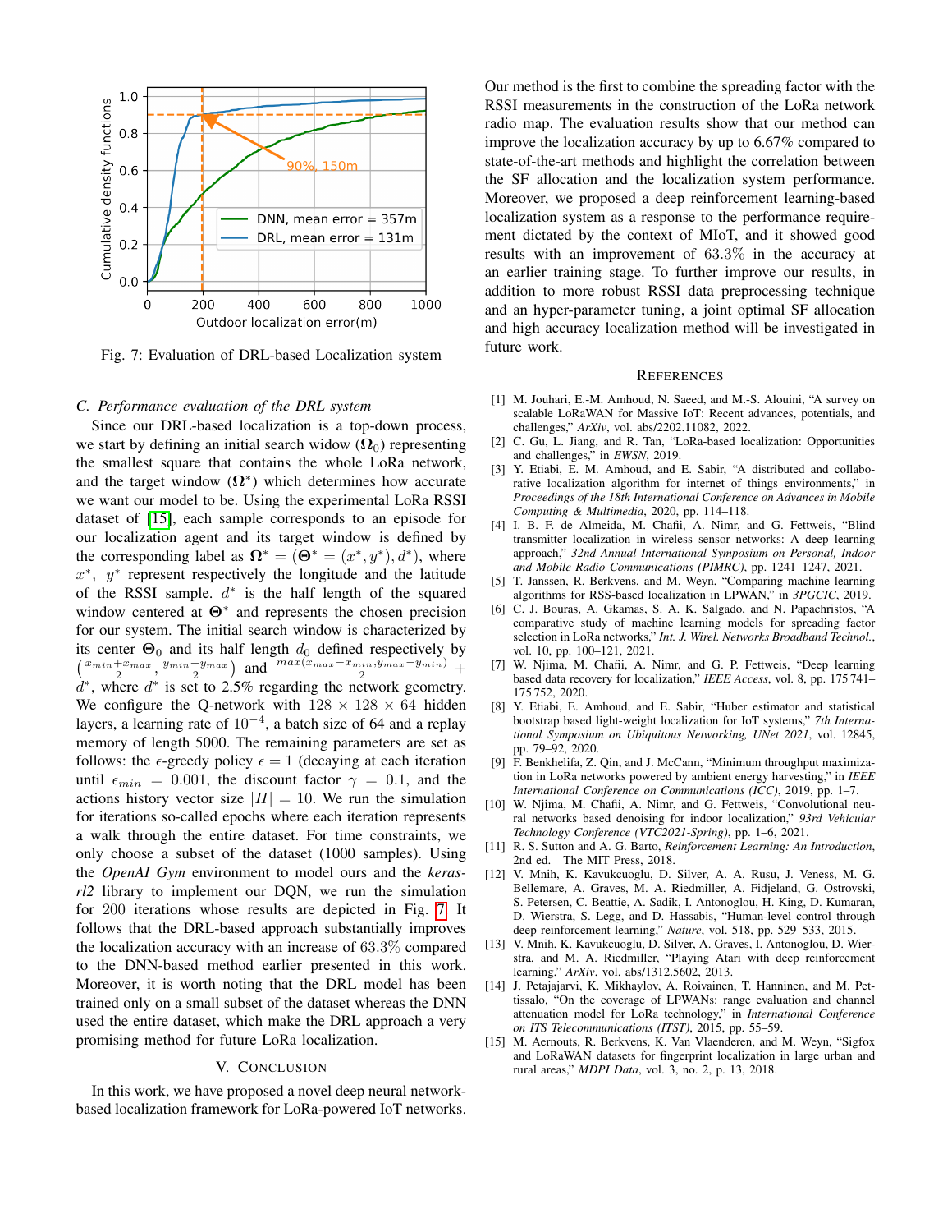1.0
0.8
0.6
0.4
0.2
0.0
Cumulative density functions
0
200
400
600
800
1000
Outdoor localization error(m)
90%, 150m
DNN, mean error = 357m
DRL, mean error = 131m

Fig. 7: Evaluation of DRL-based Localization system

### C. Performance evaluation of the DRL system

Since our DRL-based localization is a top-down process, we start by defining an initial search widow ($\mathbf{\Omega}_0$) representing the smallest square that contains the whole LoRa network, and the target window ($\mathbf{\Omega}^*$) which determines how accurate we want our model to be. Using the experimental LoRa RSSI dataset of [15], each sample corresponds to an episode for our localization agent and its target window is defined by the corresponding label as $\mathbf{\Omega}^* = (\mathbf{\Theta}^* = (x^*, y^*), d^*)$, where $x^*$, $y^*$ represent respectively the longitude and the latitude of the RSSI sample. $d^*$ is the half length of the squared window centered at $\mathbf{\Theta}^*$ and represents the chosen precision for our system. The initial search window is characterized by its center $\mathbf{\Theta}_0$ and its half length $d_0$ defined respectively by $\left(\frac{x_{min}+x_{max}}{2}, \frac{y_{min}+y_{max}}{2}\right)$ and $\frac{max(x_{max}-x_{min}, y_{max}-y_{min})}{2} + d^*$, where $d^*$ is set to 2.5% regarding the network geometry. We configure the Q-network with $128 \times 128 \times 64$ hidden layers, a learning rate of $10^{-4}$, a batch size of 64 and a replay memory of length 5000. The remaining parameters are set as follows: the $\epsilon$-greedy policy $\epsilon = 1$ (decaying at each iteration until $\epsilon_{min} = 0.001$, the discount factor $\gamma = 0.1$, and the actions history vector size $|H| = 10$. We run the simulation for iterations so-called epochs where each iteration represents a walk through the entire dataset. For time constraints, we only choose a subset of the dataset (1000 samples). Using the *OpenAI Gym* environment to model ours and the *keras-rl2* library to implement our DQN, we run the simulation for 200 iterations whose results are depicted in Fig. 7. It follows that the DRL-based approach substantially improves the localization accuracy with an increase of 63.3% compared to the DNN-based method earlier presented in this work. Moreover, it is worth noting that the DRL model has been trained only on a small subset of the dataset whereas the DNN used the entire dataset, which make the DRL approach a very promising method for future LoRa localization.

## V. Conclusion

In this work, we have proposed a novel deep neural network-based localization framework for LoRa-powered IoT networks. Our method is the first to combine the spreading factor with the RSSI measurements in the construction of the LoRa network radio map. The evaluation results show that our method can improve the localization accuracy by up to 6.67% compared to state-of-the-art methods and highlight the correlation between the SF allocation and the localization system performance. Moreover, we proposed a deep reinforcement learning-based localization system as a response to the performance requirement dictated by the context of MIoT, and it showed good results with an improvement of 63.3% in the accuracy at an earlier training stage. To further improve our results, in addition to more robust RSSI data preprocessing technique and an hyper-parameter tuning, a joint optimal SF allocation and high accuracy localization method will be investigated in future work.

## References

[1] M. Jouhari, E.-M. Amhoud, N. Saeed, and M.-S. Alouini, "A survey on scalable LoRaWAN for Massive IoT: Recent advances, potentials, and challenges," *ArXiv*, vol. abs/2202.11082, 2022.

[2] C. Gu, L. Jiang, and R. Tan, "LoRa-based localization: Opportunities and challenges," in *EWSN*, 2019.

[3] Y. Etiabi, E. M. Amhoud, and E. Sabir, "A distributed and collaborative localization algorithm for internet of things environments," in *Proceedings of the 18th International Conference on Advances in Mobile Computing & Multimedia*, 2020, pp. 114–118.

[4] I. B. F. de Almeida, M. Chafii, A. Nimr, and G. Fettweis, "Blind transmitter localization in wireless sensor networks: A deep learning approach," *32nd Annual International Symposium on Personal, Indoor and Mobile Radio Communications (PIMRC)*, pp. 1241–1247, 2021.

[5] T. Janssen, R. Berkvens, and M. Weyn, "Comparing machine learning algorithms for RSS-based localization in LPWAN," in *3PGCIC*, 2019.

[6] C. J. Bouras, A. Gkamas, S. A. K. Salgado, and N. Papachristos, "A comparative study of machine learning models for spreading factor selection in LoRa networks," *Int. J. Wirel. Networks Broadband Technol.*, vol. 10, pp. 100–121, 2021.

[7] W. Njima, M. Chafii, A. Nimr, and G. P. Fettweis, "Deep learning based data recovery for localization," *IEEE Access*, vol. 8, pp. 175 741–175 752, 2020.

[8] Y. Etiabi, E. Amhoud, and E. Sabir, "Huber estimator and statistical bootstrap based light-weight localization for IoT systems," *7th International Symposium on Ubiquitous Networking, UNet 2021*, vol. 12845, pp. 79–92, 2020.

[9] F. Benkhelifa, Z. Qin, and J. McCann, "Minimum throughput maximization in LoRa networks powered by ambient energy harvesting," in *IEEE International Conference on Communications (ICC)*, 2019, pp. 1–7.

[10] W. Njima, M. Chafii, A. Nimr, and G. Fettweis, "Convolutional neural networks based denoising for indoor localization," *93rd Vehicular Technology Conference (VTC2021-Spring)*, pp. 1–6, 2021.

[11] R. S. Sutton and A. G. Barto, *Reinforcement Learning: An Introduction*, 2nd ed. The MIT Press, 2018.

[12] V. Mnih, K. Kavukcuoglu, D. Silver, A. A. Rusu, J. Veness, M. G. Bellemare, A. Graves, M. A. Riedmiller, A. Fidjeland, G. Ostrovski, S. Petersen, C. Beattie, A. Sadik, I. Antonoglou, H. King, D. Kumaran, D. Wierstra, S. Legg, and D. Hassabis, "Human-level control through deep reinforcement learning," *Nature*, vol. 518, pp. 529–533, 2015.

[13] V. Mnih, K. Kavukcuoglu, D. Silver, A. Graves, I. Antonoglou, D. Wierstra, and M. A. Riedmiller, "Playing Atari with deep reinforcement learning," *ArXiv*, vol. abs/1312.5602, 2013.

[14] J. Petajajarvi, K. Mikhaylov, A. Roivainen, T. Hanninen, and M. Pettissalo, "On the coverage of LPWANs: range evaluation and channel attenuation model for LoRa technology," in *International Conference on ITS Telecommunications (ITST)*, 2015, pp. 55–59.

[15] M. Aernouts, R. Berkvens, K. Van Vlaenderen, and M. Weyn, "Sigfox and LoRaWAN datasets for fingerprint localization in large urban and rural areas," *MDPI Data*, vol. 3, no. 2, p. 13, 2018.